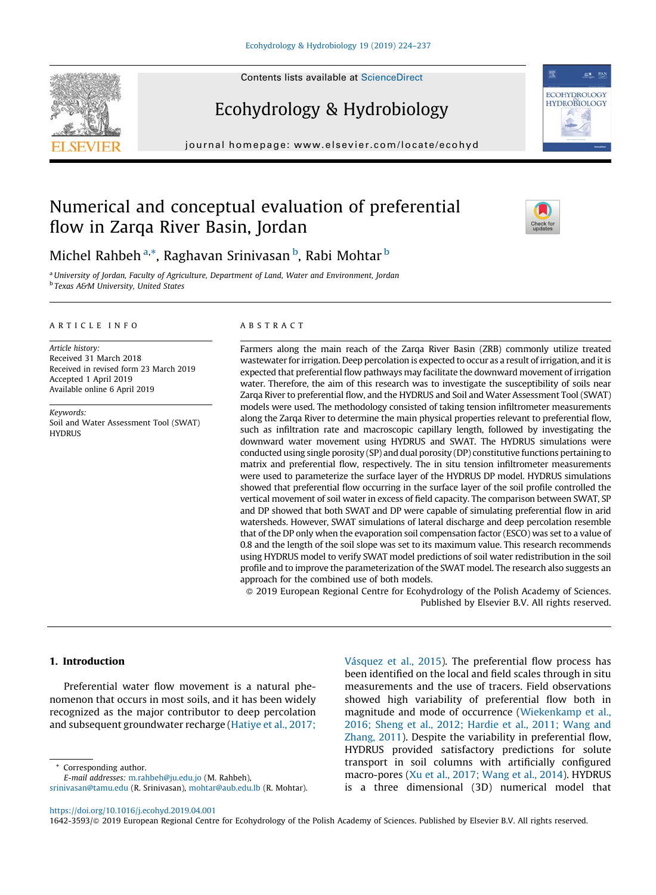# Numerical and conceptual evaluation of preferential flow in Zarqa River Basin, Jordan

Michel Rahbeh [a,*], Raghavan Srinivasan [b], Rabi Mohtar [b]

[a] *University of Jordan, Faculty of Agriculture, Department of Land, Water and Environment, Jordan*
[b] *Texas A&M University, United States*

## ARTICLE INFO

*Article history:*
Received 31 March 2018
Received in revised form 23 March 2019
Accepted 1 April 2019
Available online 6 April 2019

*Keywords:*
Soil and Water Assessment Tool (SWAT)
HYDRUS

## ABSTRACT

Farmers along the main reach of the Zarqa River Basin (ZRB) commonly utilize treated wastewater for irrigation. Deep percolation is expected to occur as a result of irrigation, and it is expected that preferential flow pathways may facilitate the downward movement of irrigation water. Therefore, the aim of this research was to investigate the susceptibility of soils near Zarqa River to preferential flow, and the HYDRUS and Soil and Water Assessment Tool (SWAT) models were used. The methodology consisted of taking tension infiltrometer measurements along the Zarqa River to determine the main physical properties relevant to preferential flow, such as infiltration rate and macroscopic capillary length, followed by investigating the downward water movement using HYDRUS and SWAT. The HYDRUS simulations were conducted using single porosity (SP) and dual porosity (DP) constitutive functions pertaining to matrix and preferential flow, respectively. The in situ tension infiltrometer measurements were used to parameterize the surface layer of the HYDRUS DP model. HYDRUS simulations showed that preferential flow occurring in the surface layer of the soil profile controlled the vertical movement of soil water in excess of field capacity. The comparison between SWAT, SP and DP showed that both SWAT and DP were capable of simulating preferential flow in arid watersheds. However, SWAT simulations of lateral discharge and deep percolation resemble that of the DP only when the evaporation soil compensation factor (ESCO) was set to a value of 0.8 and the length of the soil slope was set to its maximum value. This research recommends using HYDRUS model to verify SWAT model predictions of soil water redistribution in the soil profile and to improve the parameterization of the SWAT model. The research also suggests an approach for the combined use of both models.

© 2019 European Regional Centre for Ecohydrology of the Polish Academy of Sciences. Published by Elsevier B.V. All rights reserved.

## 1. Introduction

Preferential water flow movement is a natural phenomenon that occurs in most soils, and it has been widely recognized as the major contributor to deep percolation and subsequent groundwater recharge (Hatiye et al., 2017; Vásquez et al., 2015). The preferential flow process has been identified on the local and field scales through in situ measurements and the use of tracers. Field observations showed high variability of preferential flow both in magnitude and mode of occurrence (Wiekenkamp et al., 2016; Sheng et al., 2012; Hardie et al., 2011; Wang and Zhang, 2011). Despite the variability in preferential flow, HYDRUS provided satisfactory predictions for solute transport in soil columns with artificially configured macro-pores (Xu et al., 2017; Wang et al., 2014). HYDRUS is a three dimensional (3D) numerical model that

\* Corresponding author.
*E-mail addresses:* m.rahbeh@ju.edu.jo (M. Rahbeh), srinivasan@tamu.edu (R. Srinivasan), mohtar@aub.edu.lb (R. Mohtar).

https://doi.org/10.1016/j.ecohyd.2019.04.001
1642-3593/© 2019 European Regional Centre for Ecohydrology of the Polish Academy of Sciences. Published by Elsevier B.V. All rights reserved.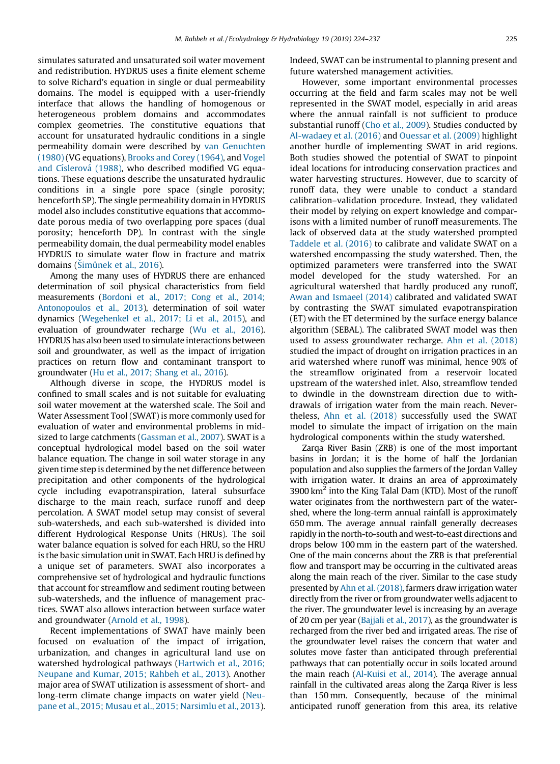simulates saturated and unsaturated soil water movement and redistribution. HYDRUS uses a finite element scheme to solve Richard's equation in single or dual permeability domains. The model is equipped with a user-friendly interface that allows the handling of homogenous or heterogeneous problem domains and accommodates complex geometries. The constitutive equations that account for unsaturated hydraulic conditions in a single permeability domain were described by van Genuchten (1980) (VG equations), Brooks and Corey (1964), and Vogel and Císlerová (1988), who described modified VG equations. These equations describe the unsaturated hydraulic conditions in a single pore space (single porosity; henceforth SP). The single permeability domain in HYDRUS model also includes constitutive equations that accommodate porous media of two overlapping pore spaces (dual porosity; henceforth DP). In contrast with the single permeability domain, the dual permeability model enables HYDRUS to simulate water flow in fracture and matrix domains (Šimůnek et al., 2016).

Among the many uses of HYDRUS there are enhanced determination of soil physical characteristics from field measurements (Bordoni et al., 2017; Cong et al., 2014; Antonopoulos et al., 2013), determination of soil water dynamics (Wegehenkel et al., 2017; Li et al., 2015), and evaluation of groundwater recharge (Wu et al., 2016). HYDRUS has also been used to simulate interactions between soil and groundwater, as well as the impact of irrigation practices on return flow and contaminant transport to groundwater (Hu et al., 2017; Shang et al., 2016).

Although diverse in scope, the HYDRUS model is confined to small scales and is not suitable for evaluating soil water movement at the watershed scale. The Soil and Water Assessment Tool (SWAT) is more commonly used for evaluation of water and environmental problems in mid-sized to large catchments (Gassman et al., 2007). SWAT is a conceptual hydrological model based on the soil water balance equation. The change in soil water storage in any given time step is determined by the net difference between precipitation and other components of the hydrological cycle including evapotranspiration, lateral subsurface discharge to the main reach, surface runoff and deep percolation. A SWAT model setup may consist of several sub-watersheds, and each sub-watershed is divided into different Hydrological Response Units (HRUs). The soil water balance equation is solved for each HRU, so the HRU is the basic simulation unit in SWAT. Each HRU is defined by a unique set of parameters. SWAT also incorporates a comprehensive set of hydrological and hydraulic functions that account for streamflow and sediment routing between sub-watersheds, and the influence of management practices. SWAT also allows interaction between surface water and groundwater (Arnold et al., 1998).

Recent implementations of SWAT have mainly been focused on evaluation of the impact of irrigation, urbanization, and changes in agricultural land use on watershed hydrological pathways (Hartwich et al., 2016; Neupane and Kumar, 2015; Rahbeh et al., 2013). Another major area of SWAT utilization is assessment of short- and long-term climate change impacts on water yield (Neupane et al., 2015; Musau et al., 2015; Narsimlu et al., 2013). Indeed, SWAT can be instrumental to planning present and future watershed management activities.

However, some important environmental processes occurring at the field and farm scales may not be well represented in the SWAT model, especially in arid areas where the annual rainfall is not sufficient to produce substantial runoff (Cho et al., 2009). Studies conducted by Al-wadaey et al. (2016) and Ouessar et al. (2009) highlight another hurdle of implementing SWAT in arid regions. Both studies showed the potential of SWAT to pinpoint ideal locations for introducing conservation practices and water harvesting structures. However, due to scarcity of runoff data, they were unable to conduct a standard calibration–validation procedure. Instead, they validated their model by relying on expert knowledge and comparisons with a limited number of runoff measurements. The lack of observed data at the study watershed prompted Taddele et al. (2016) to calibrate and validate SWAT on a watershed encompassing the study watershed. Then, the optimized parameters were transferred into the SWAT model developed for the study watershed. For an agricultural watershed that hardly produced any runoff, Awan and Ismaeel (2014) calibrated and validated SWAT by contrasting the SWAT simulated evapotranspiration (ET) with the ET determined by the surface energy balance algorithm (SEBAL). The calibrated SWAT model was then used to assess groundwater recharge. Ahn et al. (2018) studied the impact of drought on irrigation practices in an arid watershed where runoff was minimal, hence 90% of the streamflow originated from a reservoir located upstream of the watershed inlet. Also, streamflow tended to dwindle in the downstream direction due to withdrawals of irrigation water from the main reach. Nevertheless, Ahn et al. (2018) successfully used the SWAT model to simulate the impact of irrigation on the main hydrological components within the study watershed.

Zarqa River Basin (ZRB) is one of the most important basins in Jordan; it is the home of half the Jordanian population and also supplies the farmers of the Jordan Valley with irrigation water. It drains an area of approximately 3900 $km^2$ into the King Talal Dam (KTD). Most of the runoff water originates from the northwestern part of the watershed, where the long-term annual rainfall is approximately 650 mm. The average annual rainfall generally decreases rapidly in the north-to-south and west-to-east directions and drops below 100 mm in the eastern part of the watershed. One of the main concerns about the ZRB is that preferential flow and transport may be occurring in the cultivated areas along the main reach of the river. Similar to the case study presented by Ahn et al. (2018), farmers draw irrigation water directly from the river or from groundwater wells adjacent to the river. The groundwater level is increasing by an average of 20 cm per year (Bajjali et al., 2017), as the groundwater is recharged from the river bed and irrigated areas. The rise of the groundwater level raises the concern that water and solutes move faster than anticipated through preferential pathways that can potentially occur in soils located around the main reach (Al-Kuisi et al., 2014). The average annual rainfall in the cultivated areas along the Zarqa River is less than 150 mm. Consequently, because of the minimal anticipated runoff generation from this area, its relative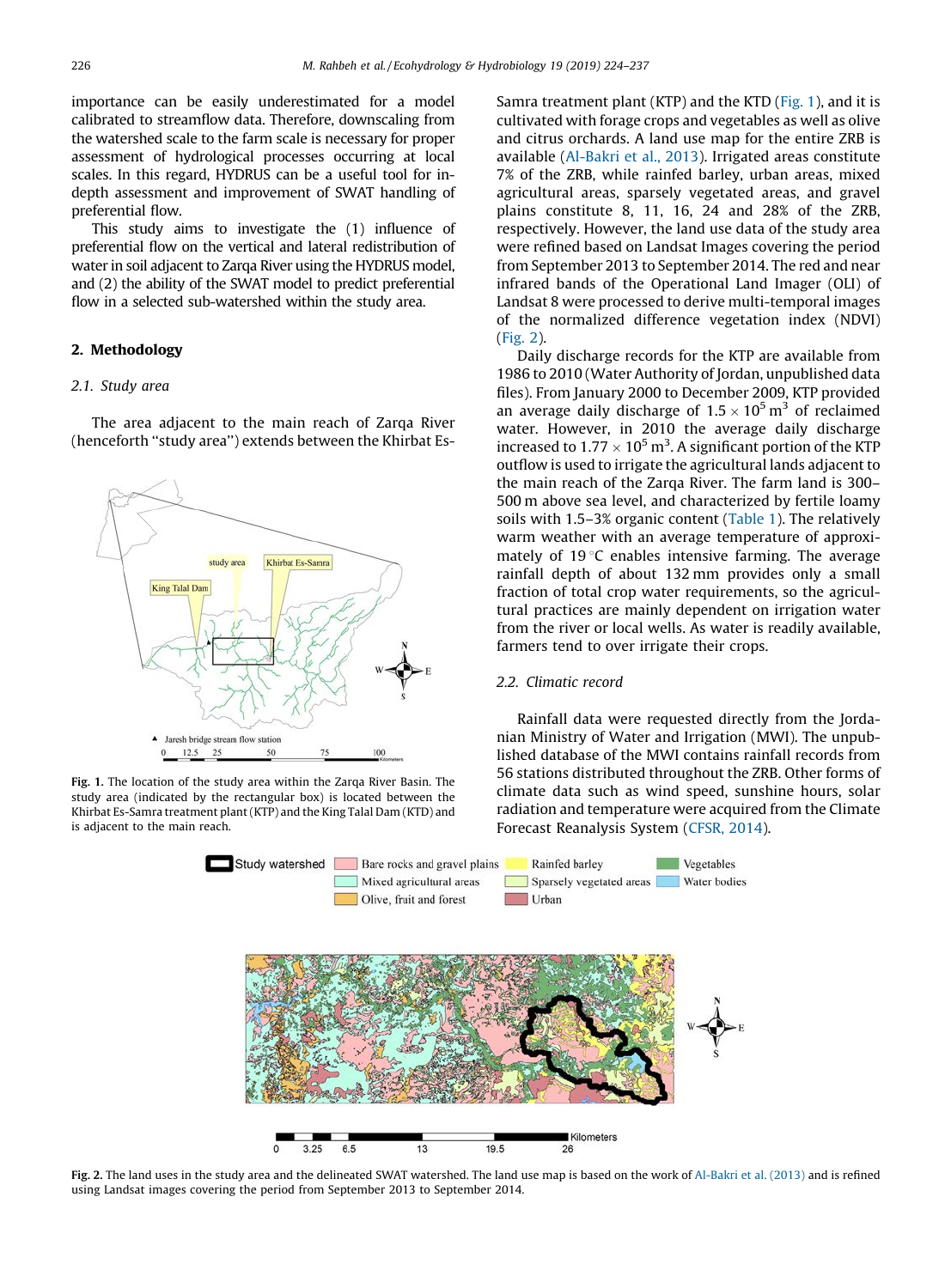importance can be easily underestimated for a model calibrated to streamflow data. Therefore, downscaling from the watershed scale to the farm scale is necessary for proper assessment of hydrological processes occurring at local scales. In this regard, HYDRUS can be a useful tool for in-depth assessment and improvement of SWAT handling of preferential flow.

This study aims to investigate the (1) influence of preferential flow on the vertical and lateral redistribution of water in soil adjacent to Zarqa River using the HYDRUS model, and (2) the ability of the SWAT model to predict preferential flow in a selected sub-watershed within the study area.

## 2. Methodology

### 2.1. Study area

The area adjacent to the main reach of Zarqa River (henceforth "study area") extends between the Khirbat Es-Samra treatment plant (KTP) and the KTD (Fig. 1), and it is cultivated with forage crops and vegetables as well as olive and citrus orchards. A land use map for the entire ZRB is available (Al-Bakri et al., 2013). Irrigated areas constitute 7% of the ZRB, while rainfed barley, urban areas, mixed agricultural areas, sparsely vegetated areas, and gravel plains constitute 8, 11, 16, 24 and 28% of the ZRB, respectively. However, the land use data of the study area were refined based on Landsat Images covering the period from September 2013 to September 2014. The red and near infrared bands of the Operational Land Imager (OLI) of Landsat 8 were processed to derive multi-temporal images of the normalized difference vegetation index (NDVI) (Fig. 2).

Fig. 1. The location of the study area within the Zarqa River Basin. The study area (indicated by the rectangular box) is located between the Khirbat Es-Samra treatment plant (KTP) and the King Talal Dam (KTD) and is adjacent to the main reach.

Daily discharge records for the KTP are available from 1986 to 2010 (Water Authority of Jordan, unpublished data files). From January 2000 to December 2009, KTP provided an average daily discharge of $1.5 \times 10^5\ m^3$ of reclaimed water. However, in 2010 the average daily discharge increased to $1.77 \times 10^5\ m^3$. A significant portion of the KTP outflow is used to irrigate the agricultural lands adjacent to the main reach of the Zarqa River. The farm land is 300–500 m above sea level, and characterized by fertile loamy soils with 1.5–3% organic content (Table 1). The relatively warm weather with an average temperature of approximately of 19 °C enables intensive farming. The average rainfall depth of about 132 mm provides only a small fraction of total crop water requirements, so the agricultural practices are mainly dependent on irrigation water from the river or local wells. As water is readily available, farmers tend to over irrigate their crops.

### 2.2. Climatic record

Rainfall data were requested directly from the Jordanian Ministry of Water and Irrigation (MWI). The unpublished database of the MWI contains rainfall records from 56 stations distributed throughout the ZRB. Other forms of climate data such as wind speed, sunshine hours, solar radiation and temperature were acquired from the Climate Forecast Reanalysis System (CFSR, 2014).

Fig. 2. The land uses in the study area and the delineated SWAT watershed. The land use map is based on the work of Al-Bakri et al. (2013) and is refined using Landsat images covering the period from September 2013 to September 2014.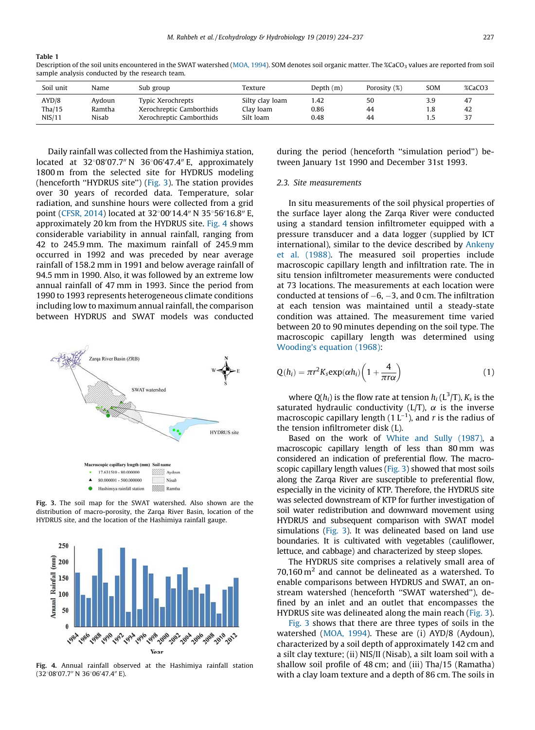**Table 1**
Description of the soil units encountered in the SWAT watershed (MOA, 1994). SOM denotes soil organic matter. The %$CaCO_3$ values are reported from soil sample analysis conducted by the research team.

| Soil unit | Name | Sub group | Texture | Depth (m) | Porosity (%) | SOM | %CaCO3 |
|---|---|---|---|---|---|---|---|
| AYD/8 | Aydoun | Typic Xerochrepts | Silty clay loam | 1.42 | 50 | 3.9 | 47 |
| Tha/15 | Ramtha | Xerochreptic Camborthids | Clay loam | 0.86 | 44 | 1.8 | 42 |
| NIS/11 | Nisab | Xerochreptic Camborthids | Silt loam | 0.48 | 44 | 1.5 | 37 |

Daily rainfall was collected from the Hashimiya station, located at 32°08′07.7″ N 36°06′47.4″ E, approximately 1800 m from the selected site for HYDRUS modeling (henceforth "HYDRUS site") (Fig. 3). The station provides over 30 years of recorded data. Temperature, solar radiation, and sunshine hours were collected from a grid point (CFSR, 2014) located at 32°00′14.4″ N 35°56′16.8″ E, approximately 20 km from the HYDRUS site. Fig. 4 shows considerable variability in annual rainfall, ranging from 42 to 245.9 mm. The maximum rainfall of 245.9 mm occurred in 1992 and was preceded by near average rainfall of 158.2 mm in 1991 and below average rainfall of 94.5 mm in 1990. Also, it was followed by an extreme low annual rainfall of 47 mm in 1993. Since the period from 1990 to 1993 represents heterogeneous climate conditions including low to maximum annual rainfall, the comparison between HYDRUS and SWAT models was conducted during the period (henceforth "simulation period") between January 1st 1990 and December 31st 1993.

**Fig. 3.** The soil map for the SWAT watershed. Also shown are the distribution of macro-porosity, the Zarqa River Basin, location of the HYDRUS site, and the location of the Hashimiya rainfall gauge.

**Fig. 4.** Annual rainfall observed at the Hashimiya rainfall station (32°08′07.7″ N 36°06′47.4″ E).

### 2.3. Site measurements

In situ measurements of the soil physical properties of the surface layer along the Zarqa River were conducted using a standard tension infiltrometer equipped with a pressure transducer and a data logger (supplied by ICT international), similar to the device described by Ankeny et al. (1988). The measured soil properties include macroscopic capillary length and infiltration rate. The in situ tension infiltrometer measurements were conducted at 73 locations. The measurements at each location were conducted at tensions of −6, −3, and 0 cm. The infiltration at each tension was maintained until a steady-state condition was attained. The measurement time varied between 20 to 90 minutes depending on the soil type. The macroscopic capillary length was determined using Wooding's equation (1968):

$$Q(h_i) = \pi r^2 K_s \exp(\alpha h_i)\left(1 + \frac{4}{\pi r \alpha}\right) \tag{1}$$

where $Q(h_i)$ is the flow rate at tension $h_i$ ($L^3/T$), $K_s$ is the saturated hydraulic conductivity (L/T), $\alpha$ is the inverse macroscopic capillary length ($1\ L^{-1}$), and $r$ is the radius of the tension infiltrometer disk (L).

Based on the work of White and Sully (1987), a macroscopic capillary length of less than 80 mm was considered an indication of preferential flow. The macroscopic capillary length values (Fig. 3) showed that most soils along the Zarqa River are susceptible to preferential flow, especially in the vicinity of KTP. Therefore, the HYDRUS site was selected downstream of KTP for further investigation of soil water redistribution and downward movement using HYDRUS and subsequent comparison with SWAT model simulations (Fig. 3). It was delineated based on land use boundaries. It is cultivated with vegetables (cauliflower, lettuce, and cabbage) and characterized by steep slopes.

The HYDRUS site comprises a relatively small area of 70,160 $m^2$ and cannot be delineated as a watershed. To enable comparisons between HYDRUS and SWAT, an on-stream watershed (henceforth "SWAT watershed"), defined by an inlet and an outlet that encompasses the HYDRUS site was delineated along the main reach (Fig. 3). Fig. 3 shows that there are three types of soils in the watershed (MOA, 1994). These are (i) AYD/8 (Aydoun), characterized by a soil depth of approximately 142 cm and a silt clay texture; (ii) NIS/II (Nisab), a silt loam soil with a shallow soil profile of 48 cm; and (iii) Tha/15 (Ramatha) with a clay loam texture and a depth of 86 cm. The soils in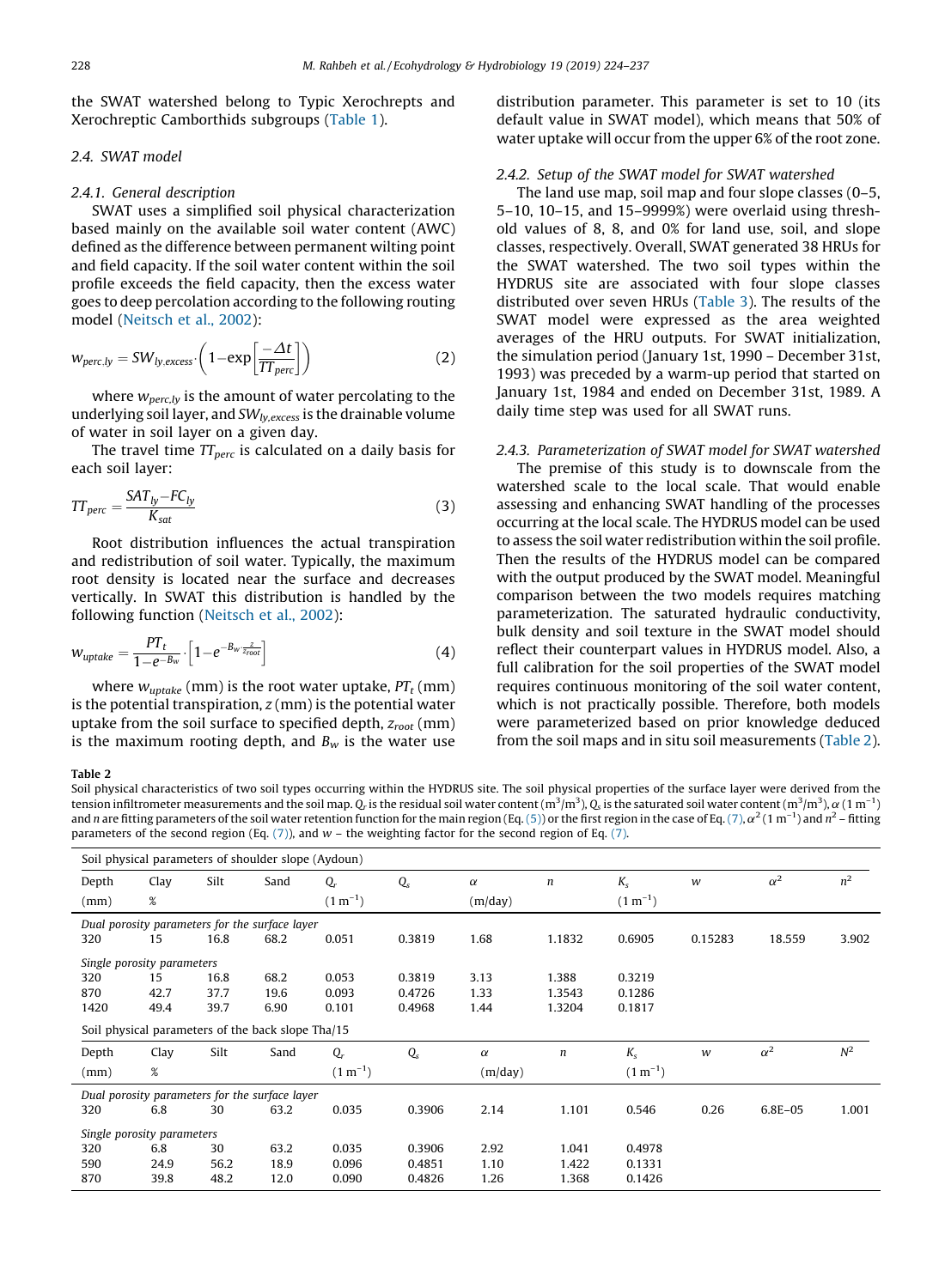the SWAT watershed belong to Typic Xerochrepts and Xerochreptic Camborthids subgroups (Table 1).

## 2.4. SWAT model

### 2.4.1. General description

SWAT uses a simplified soil physical characterization based mainly on the available soil water content (AWC) defined as the difference between permanent wilting point and field capacity. If the soil water content within the soil profile exceeds the field capacity, then the excess water goes to deep percolation according to the following routing model (Neitsch et al., 2002):

$$w_{perc,ly} = SW_{ly,excess} \cdot \left(1 - \exp\left[\frac{-\Delta t}{TT_{perc}}\right]\right) \quad (2)$$

where $w_{perc,ly}$ is the amount of water percolating to the underlying soil layer, and $SW_{ly,excess}$ is the drainable volume of water in soil layer on a given day.

The travel time $TT_{perc}$ is calculated on a daily basis for each soil layer:

$$TT_{perc} = \frac{SAT_{ly} - FC_{ly}}{K_{sat}} \quad (3)$$

Root distribution influences the actual transpiration and redistribution of soil water. Typically, the maximum root density is located near the surface and decreases vertically. In SWAT this distribution is handled by the following function (Neitsch et al., 2002):

$$w_{uptake} = \frac{PT_t}{1 - e^{-B_w}} \cdot \left[1 - e^{-B_w \cdot \frac{z}{z_{root}}}\right] \quad (4)$$

where $w_{uptake}$ (mm) is the root water uptake, $PT_t$ (mm) is the potential transpiration, $z$ (mm) is the potential water uptake from the soil surface to specified depth, $z_{root}$ (mm) is the maximum rooting depth, and $B_w$ is the water use distribution parameter. This parameter is set to 10 (its default value in SWAT model), which means that 50% of water uptake will occur from the upper 6% of the root zone.

### 2.4.2. Setup of the SWAT model for SWAT watershed

The land use map, soil map and four slope classes (0–5, 5–10, 10–15, and 15–9999%) were overlaid using threshold values of 8, 8, and 0% for land use, soil, and slope classes, respectively. Overall, SWAT generated 38 HRUs for the SWAT watershed. The two soil types within the HYDRUS site are associated with four slope classes distributed over seven HRUs (Table 3). The results of the SWAT model were expressed as the area weighted averages of the HRU outputs. For SWAT initialization, the simulation period (January 1st, 1990 – December 31st, 1993) was preceded by a warm-up period that started on January 1st, 1984 and ended on December 31st, 1989. A daily time step was used for all SWAT runs.

### 2.4.3. Parameterization of SWAT model for SWAT watershed

The premise of this study is to downscale from the watershed scale to the local scale. That would enable assessing and enhancing SWAT handling of the processes occurring at the local scale. The HYDRUS model can be used to assess the soil water redistribution within the soil profile. Then the results of the HYDRUS model can be compared with the output produced by the SWAT model. Meaningful comparison between the two models requires matching parameterization. The saturated hydraulic conductivity, bulk density and soil texture in the SWAT model should reflect their counterpart values in HYDRUS model. Also, a full calibration for the soil properties of the SWAT model requires continuous monitoring of the soil water content, which is not practically possible. Therefore, both models were parameterized based on prior knowledge deduced from the soil maps and in situ soil measurements (Table 2).

**Table 2**
Soil physical characteristics of two soil types occurring within the HYDRUS site. The soil physical properties of the surface layer were derived from the tension infiltrometer measurements and the soil map. $Q_r$ is the residual soil water content (m$^3$/m$^3$), $Q_s$ is the saturated soil water content (m$^3$/m$^3$), $\alpha$ (1 m$^{-1}$) and $n$ are fitting parameters of the soil water retention function for the main region (Eq. (5)) or the first region in the case of Eq. (7), $\alpha^2$ (1 m$^{-1}$) and $n^2$ – fitting parameters of the second region (Eq. (7)), and $w$ – the weighting factor for the second region of Eq. (7).

| Soil physical parameters of shoulder slope (Aydoun) | | | | | | | | | | | |
|---|---|---|---|---|---|---|---|---|---|---|---|
| Depth (mm) | Clay % | Silt | Sand | $Q_r$ (1 m$^{-1}$) | $Q_s$ | $\alpha$ (m/day) | $n$ | $K_s$ (1 m$^{-1}$) | $w$ | $\alpha^2$ | $n^2$ |
| *Dual porosity parameters for the surface layer* | | | | | | | | | | | |
| 320 | 15 | 16.8 | 68.2 | 0.051 | 0.3819 | 1.68 | 1.1832 | 0.6905 | 0.15283 | 18.559 | 3.902 |
| *Single porosity parameters* | | | | | | | | | | | |
| 320 | 15 | 16.8 | 68.2 | 0.053 | 0.3819 | 3.13 | 1.388 | 0.3219 | | | |
| 870 | 42.7 | 37.7 | 19.6 | 0.093 | 0.4726 | 1.33 | 1.3543 | 0.1286 | | | |
| 1420 | 49.4 | 39.7 | 6.90 | 0.101 | 0.4968 | 1.44 | 1.3204 | 0.1817 | | | |
| **Soil physical parameters of the back slope Tha/15** | | | | | | | | | | | |
| Depth (mm) | Clay % | Silt | Sand | $Q_r$ (1 m$^{-1}$) | $Q_s$ | $\alpha$ (m/day) | $n$ | $K_s$ (1 m$^{-1}$) | $w$ | $\alpha^2$ | $N^2$ |
| *Dual porosity parameters for the surface layer* | | | | | | | | | | | |
| 320 | 6.8 | 30 | 63.2 | 0.035 | 0.3906 | 2.14 | 1.101 | 0.546 | 0.26 | 6.8E–05 | 1.001 |
| *Single porosity parameters* | | | | | | | | | | | |
| 320 | 6.8 | 30 | 63.2 | 0.035 | 0.3906 | 2.92 | 1.041 | 0.4978 | | | |
| 590 | 24.9 | 56.2 | 18.9 | 0.096 | 0.4851 | 1.10 | 1.422 | 0.1331 | | | |
| 870 | 39.8 | 48.2 | 12.0 | 0.090 | 0.4826 | 1.26 | 1.368 | 0.1426 | | | |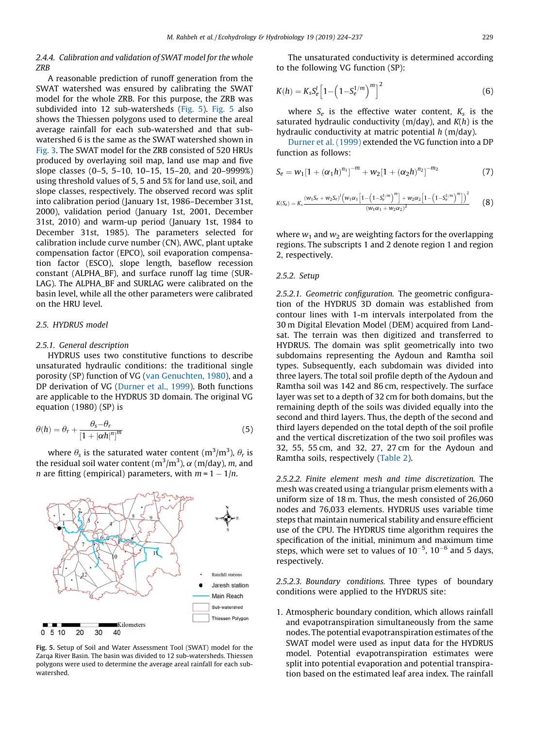### 2.4.4. Calibration and validation of SWAT model for the whole ZRB

A reasonable prediction of runoff generation from the SWAT watershed was ensured by calibrating the SWAT model for the whole ZRB. For this purpose, the ZRB was subdivided into 12 sub-watersheds (Fig. 5). Fig. 5 also shows the Thiessen polygons used to determine the areal average rainfall for each sub-watershed and that sub-watershed 6 is the same as the SWAT watershed shown in Fig. 3. The SWAT model for the ZRB consisted of 520 HRUs produced by overlaying soil map, land use map and five slope classes (0–5, 5–10, 10–15, 15–20, and 20–9999%) using threshold values of 5, 5 and 5% for land use, soil, and slope classes, respectively. The observed record was split into calibration period (January 1st, 1986–December 31st, 2000), validation period (January 1st, 2001, December 31st, 2010) and warm-up period (January 1st, 1984 to December 31st, 1985). The parameters selected for calibration include curve number (CN), AWC, plant uptake compensation factor (EPCO), soil evaporation compensation factor (ESCO), slope length, baseflow recession constant (ALPHA_BF), and surface runoff lag time (SURLAG). The ALPHA_BF and SURLAG were calibrated on the basin level, while all the other parameters were calibrated on the HRU level.

Fig. 5. Setup of Soil and Water Assessment Tool (SWAT) model for the Zarqa River Basin. The basin was divided to 12 sub-watersheds. Thiessen polygons were used to determine the average areal rainfall for each sub-watershed.

## 2.5. HYDRUS model

### 2.5.1. General description

HYDRUS uses two constitutive functions to describe unsaturated hydraulic conditions: the traditional single porosity (SP) function of VG (van Genuchten, 1980), and a DP derivation of VG (Durner et al., 1999). Both functions are applicable to the HYDRUS 3D domain. The original VG equation (1980) (SP) is

$$\theta(h) = \theta_r + \frac{\theta_s - \theta_r}{\left[1 + |\alpha h|^n\right]^m} \tag{5}$$

where $\theta_s$ is the saturated water content ($m^3/m^3$), $\theta_r$ is the residual soil water content ($m^3/m^3$), $\alpha$ (m/day), $m$, and $n$ are fitting (empirical) parameters, with $m = 1 - 1/n$.

The unsaturated conductivity is determined according to the following VG function (SP):

$$K(h) = K_s S_e^l \left[1 - \left(1 - S_e^{1/m}\right)^m\right]^2 \tag{6}$$

where $S_e$ is the effective water content, $K_s$ is the saturated hydraulic conductivity (m/day), and $K(h)$ is the hydraulic conductivity at matric potential $h$ (m/day).

Durner et al. (1999) extended the VG function into a DP function as follows:

$$S_e = w_1\left[1 + (\alpha_1 h)^{n_1}\right]^{-m} + w_2\left[1 + (\alpha_2 h)^{n_2}\right]^{-m_2} \tag{7}$$

$$K(S_e) = K_s \frac{(w_1 S_e + w_2 S_e)^l \left(w_1 \alpha_1 \left[1 - \left(1 - S_e^{1/m}\right)^m\right] + w_2 \alpha_2 \left[1 - \left(1 - S_e^{1/m}\right)^m\right]\right)^2}{(w_1 \alpha_1 + w_2 \alpha_2)^2} \tag{8}$$

where $w_1$ and $w_2$ are weighting factors for the overlapping regions. The subscripts 1 and 2 denote region 1 and region 2, respectively.

### 2.5.2. Setup

#### 2.5.2.1. Geometric configuration.

The geometric configuration of the HYDRUS 3D domain was established from contour lines with 1-m intervals interpolated from the 30 m Digital Elevation Model (DEM) acquired from Landsat. The terrain was then digitized and transferred to HYDRUS. The domain was split geometrically into two subdomains representing the Aydoun and Ramtha soil types. Subsequently, each subdomain was divided into three layers. The total soil profile depth of the Aydoun and Ramtha soil was 142 and 86 cm, respectively. The surface layer was set to a depth of 32 cm for both domains, but the remaining depth of the soils was divided equally into the second and third layers. Thus, the depth of the second and third layers depended on the total depth of the soil profile and the vertical discretization of the two soil profiles was 32, 55, 55 cm, and 32, 27, 27 cm for the Aydoun and Ramtha soils, respectively (Table 2).

#### 2.5.2.2. Finite element mesh and time discretization.

The mesh was created using a triangular prism elements with a uniform size of 18 m. Thus, the mesh consisted of 26,060 nodes and 76,033 elements. HYDRUS uses variable time steps that maintain numerical stability and ensure efficient use of the CPU. The HYDRUS time algorithm requires the specification of the initial, minimum and maximum time steps, which were set to values of $10^{-5}$, $10^{-6}$ and 5 days, respectively.

#### 2.5.2.3. Boundary conditions.

Three types of boundary conditions were applied to the HYDRUS site:

1. Atmospheric boundary condition, which allows rainfall and evapotranspiration simultaneously from the same nodes. The potential evapotranspiration estimates of the SWAT model were used as input data for the HYDRUS model. Potential evapotranspiration estimates were split into potential evaporation and potential transpiration based on the estimated leaf area index. The rainfall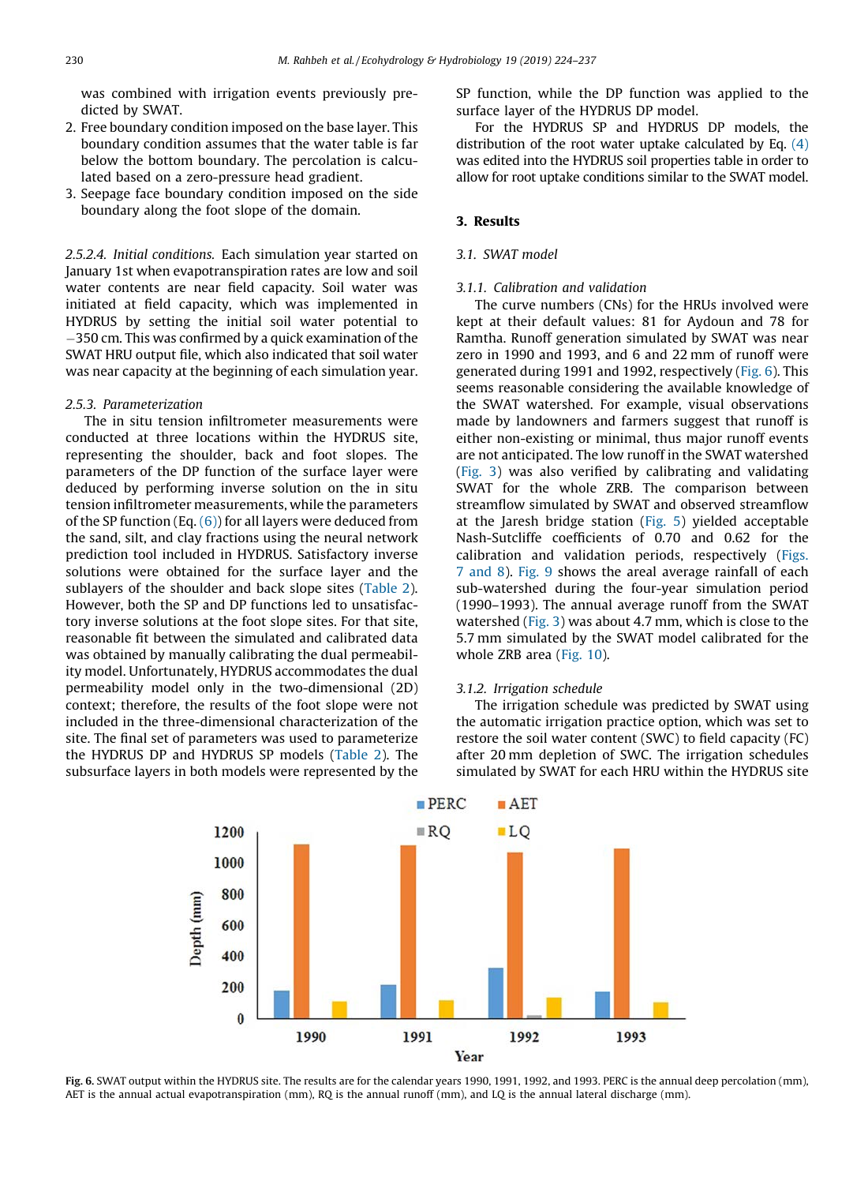was combined with irrigation events previously predicted by SWAT.

2. Free boundary condition imposed on the base layer. This boundary condition assumes that the water table is far below the bottom boundary. The percolation is calculated based on a zero-pressure head gradient.
3. Seepage face boundary condition imposed on the side boundary along the foot slope of the domain.

*2.5.2.4. Initial conditions.* Each simulation year started on January 1st when evapotranspiration rates are low and soil water contents are near field capacity. Soil water was initiated at field capacity, which was implemented in HYDRUS by setting the initial soil water potential to −350 cm. This was confirmed by a quick examination of the SWAT HRU output file, which also indicated that soil water was near capacity at the beginning of each simulation year.

*2.5.3. Parameterization*

The in situ tension infiltrometer measurements were conducted at three locations within the HYDRUS site, representing the shoulder, back and foot slopes. The parameters of the DP function of the surface layer were deduced by performing inverse solution on the in situ tension infiltrometer measurements, while the parameters of the SP function (Eq. (6)) for all layers were deduced from the sand, silt, and clay fractions using the neural network prediction tool included in HYDRUS. Satisfactory inverse solutions were obtained for the surface layer and the sublayers of the shoulder and back slope sites (Table 2). However, both the SP and DP functions led to unsatisfactory inverse solutions at the foot slope sites. For that site, reasonable fit between the simulated and calibrated data was obtained by manually calibrating the dual permeability model. Unfortunately, HYDRUS accommodates the dual permeability model only in the two-dimensional (2D) context; therefore, the results of the foot slope were not included in the three-dimensional characterization of the site. The final set of parameters was used to parameterize the HYDRUS DP and HYDRUS SP models (Table 2). The subsurface layers in both models were represented by the SP function, while the DP function was applied to the surface layer of the HYDRUS DP model.

For the HYDRUS SP and HYDRUS DP models, the distribution of the root water uptake calculated by Eq. (4) was edited into the HYDRUS soil properties table in order to allow for root uptake conditions similar to the SWAT model.

## 3. Results

### 3.1. SWAT model

#### 3.1.1. Calibration and validation

The curve numbers (CNs) for the HRUs involved were kept at their default values: 81 for Aydoun and 78 for Ramtha. Runoff generation simulated by SWAT was near zero in 1990 and 1993, and 6 and 22 mm of runoff were generated during 1991 and 1992, respectively (Fig. 6). This seems reasonable considering the available knowledge of the SWAT watershed. For example, visual observations made by landowners and farmers suggest that runoff is either non-existing or minimal, thus major runoff events are not anticipated. The low runoff in the SWAT watershed (Fig. 3) was also verified by calibrating and validating SWAT for the whole ZRB. The comparison between streamflow simulated by SWAT and observed streamflow at the Jaresh bridge station (Fig. 5) yielded acceptable Nash-Sutcliffe coefficients of 0.70 and 0.62 for the calibration and validation periods, respectively (Figs. 7 and 8). Fig. 9 shows the areal average rainfall of each sub-watershed during the four-year simulation period (1990–1993). The annual average runoff from the SWAT watershed (Fig. 3) was about 4.7 mm, which is close to the 5.7 mm simulated by the SWAT model calibrated for the whole ZRB area (Fig. 10).

#### 3.1.2. Irrigation schedule

The irrigation schedule was predicted by SWAT using the automatic irrigation practice option, which was set to restore the soil water content (SWC) to field capacity (FC) after 20 mm depletion of SWC. The irrigation schedules simulated by SWAT for each HRU within the HYDRUS site

Fig. 6. SWAT output within the HYDRUS site. The results are for the calendar years 1990, 1991, 1992, and 1993. PERC is the annual deep percolation (mm), AET is the annual actual evapotranspiration (mm), RQ is the annual runoff (mm), and LQ is the annual lateral discharge (mm).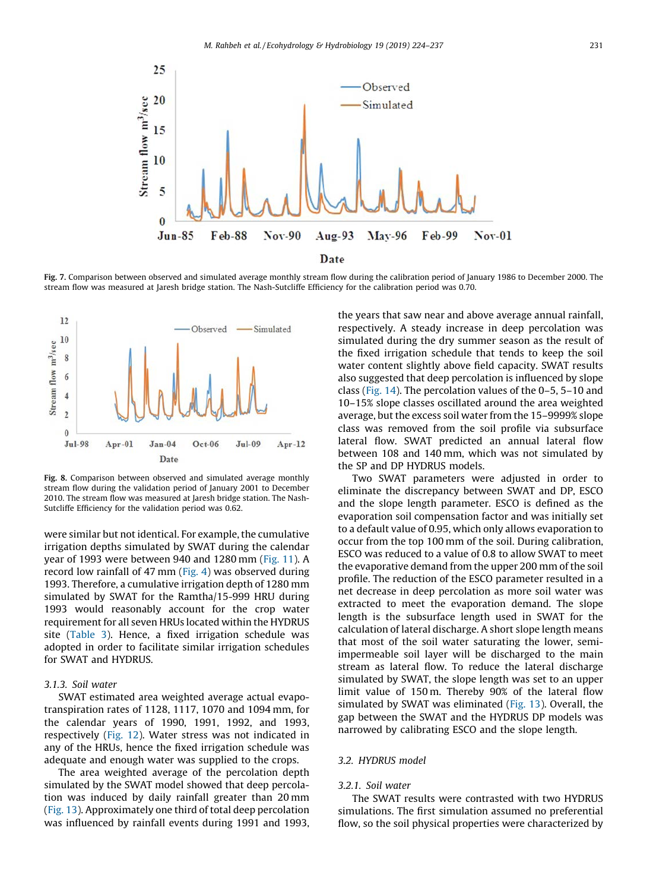Fig. 7. Comparison between observed and simulated average monthly stream flow during the calibration period of January 1986 to December 2000. The stream flow was measured at Jaresh bridge station. The Nash-Sutcliffe Efficiency for the calibration period was 0.70.

Fig. 8. Comparison between observed and simulated average monthly stream flow during the validation period of January 2001 to December 2010. The stream flow was measured at Jaresh bridge station. The Nash-Sutcliffe Efficiency for the validation period was 0.62.

were similar but not identical. For example, the cumulative irrigation depths simulated by SWAT during the calendar year of 1993 were between 940 and 1280 mm (Fig. 11). A record low rainfall of 47 mm (Fig. 4) was observed during 1993. Therefore, a cumulative irrigation depth of 1280 mm simulated by SWAT for the Ramtha/15-999 HRU during 1993 would reasonably account for the crop water requirement for all seven HRUs located within the HYDRUS site (Table 3). Hence, a fixed irrigation schedule was adopted in order to facilitate similar irrigation schedules for SWAT and HYDRUS.

### 3.1.3. Soil water

SWAT estimated area weighted average actual evapotranspiration rates of 1128, 1117, 1070 and 1094 mm, for the calendar years of 1990, 1991, 1992, and 1993, respectively (Fig. 12). Water stress was not indicated in any of the HRUs, hence the fixed irrigation schedule was adequate and enough water was supplied to the crops.

The area weighted average of the percolation depth simulated by the SWAT model showed that deep percolation was induced by daily rainfall greater than 20 mm (Fig. 13). Approximately one third of total deep percolation was influenced by rainfall events during 1991 and 1993, the years that saw near and above average annual rainfall, respectively. A steady increase in deep percolation was simulated during the dry summer season as the result of the fixed irrigation schedule that tends to keep the soil water content slightly above field capacity. SWAT results also suggested that deep percolation is influenced by slope class (Fig. 14). The percolation values of the 0–5, 5–10 and 10–15% slope classes oscillated around the area weighted average, but the excess soil water from the 15–9999% slope class was removed from the soil profile via subsurface lateral flow. SWAT predicted an annual lateral flow between 108 and 140 mm, which was not simulated by the SP and DP HYDRUS models.

Two SWAT parameters were adjusted in order to eliminate the discrepancy between SWAT and DP, ESCO and the slope length parameter. ESCO is defined as the evaporation soil compensation factor and was initially set to a default value of 0.95, which only allows evaporation to occur from the top 100 mm of the soil. During calibration, ESCO was reduced to a value of 0.8 to allow SWAT to meet the evaporative demand from the upper 200 mm of the soil profile. The reduction of the ESCO parameter resulted in a net decrease in deep percolation as more soil water was extracted to meet the evaporation demand. The slope length is the subsurface length used in SWAT for the calculation of lateral discharge. A short slope length means that most of the soil water saturating the lower, semi-impermeable soil layer will be discharged to the main stream as lateral flow. To reduce the lateral discharge simulated by SWAT, the slope length was set to an upper limit value of 150 m. Thereby 90% of the lateral flow simulated by SWAT was eliminated (Fig. 13). Overall, the gap between the SWAT and the HYDRUS DP models was narrowed by calibrating ESCO and the slope length.

## 3.2. HYDRUS model

### 3.2.1. Soil water

The SWAT results were contrasted with two HYDRUS simulations. The first simulation assumed no preferential flow, so the soil physical properties were characterized by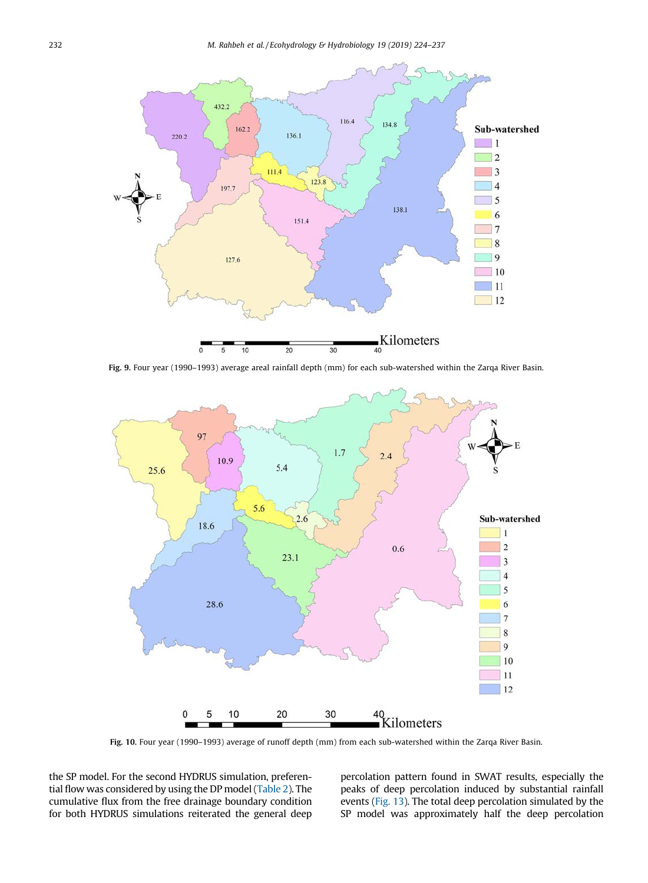Fig. 9. Four year (1990–1993) average areal rainfall depth (mm) for each sub-watershed within the Zarqa River Basin.

Fig. 10. Four year (1990–1993) average of runoff depth (mm) from each sub-watershed within the Zarqa River Basin.

the SP model. For the second HYDRUS simulation, preferential flow was considered by using the DP model (Table 2). The cumulative flux from the free drainage boundary condition for both HYDRUS simulations reiterated the general deep percolation pattern found in SWAT results, especially the peaks of deep percolation induced by substantial rainfall events (Fig. 13). The total deep percolation simulated by the SP model was approximately half the deep percolation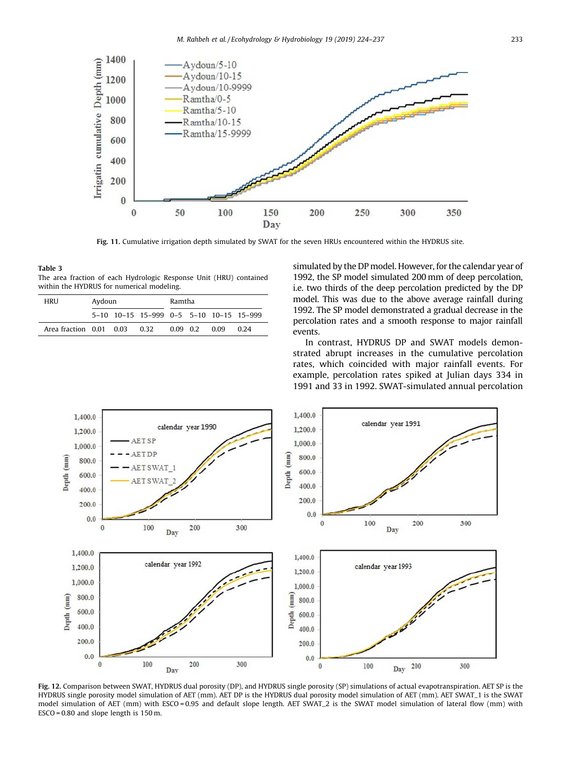**Fig. 11.** Cumulative irrigation depth simulated by SWAT for the seven HRUs encountered within the HYDRUS site.

**Table 3**
The area fraction of each Hydrologic Response Unit (HRU) contained within the HYDRUS for numerical modeling.

| HRU | Aydoun | | | Ramtha | | | |
|---|---|---|---|---|---|---|---|
| | 5–10 | 10–15 | 15–999 | 0–5 | 5–10 | 10–15 | 15–999 |
| Area fraction | 0.01 | 0.03 | 0.32 | 0.09 | 0.2 | 0.09 | 0.24 |

simulated by the DP model. However, for the calendar year of 1992, the SP model simulated 200 mm of deep percolation, i.e. two thirds of the deep percolation predicted by the DP model. This was due to the above average rainfall during 1992. The SP model demonstrated a gradual decrease in the percolation rates and a smooth response to major rainfall events.

In contrast, HYDRUS DP and SWAT models demonstrated abrupt increases in the cumulative percolation rates, which coincided with major rainfall events. For example, percolation rates spiked at Julian days 334 in 1991 and 33 in 1992. SWAT-simulated annual percolation

**Fig. 12.** Comparison between SWAT, HYDRUS dual porosity (DP), and HYDRUS single porosity (SP) simulations of actual evapotranspiration. AET SP is the HYDRUS single porosity model simulation of AET (mm). AET DP is the HYDRUS dual porosity model simulation of AET (mm). AET SWAT_1 is the SWAT model simulation of AET (mm) with ESCO = 0.95 and default slope length. AET SWAT_2 is the SWAT model simulation of lateral flow (mm) with ESCO = 0.80 and slope length is 150 m.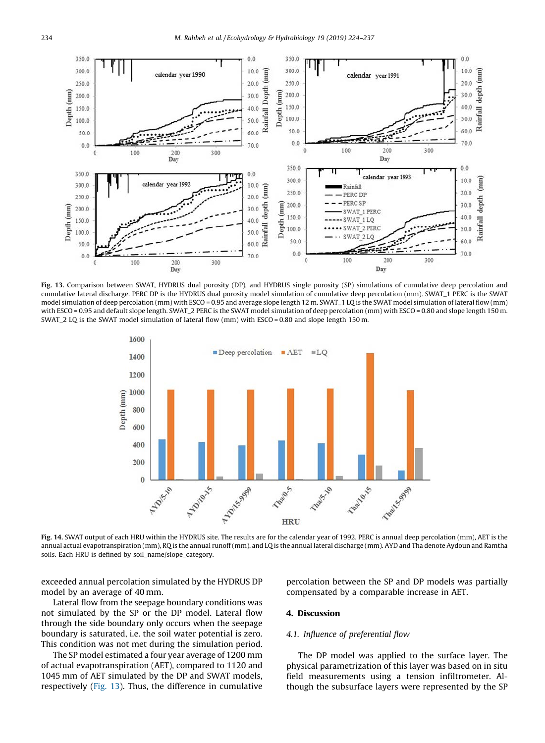Fig. 13. Comparison between SWAT, HYDRUS dual porosity (DP), and HYDRUS single porosity (SP) simulations of cumulative deep percolation and cumulative lateral discharge. PERC DP is the HYDRUS dual porosity model simulation of cumulative deep percolation (mm). SWAT_1 PERC is the SWAT model simulation of deep percolation (mm) with ESCO = 0.95 and average slope length 12 m. SWAT_1 LQ is the SWAT model simulation of lateral flow (mm) with ESCO = 0.95 and default slope length. SWAT_2 PERC is the SWAT model simulation of deep percolation (mm) with ESCO = 0.80 and slope length 150 m. SWAT_2 LQ is the SWAT model simulation of lateral flow (mm) with ESCO = 0.80 and slope length 150 m.

Fig. 14. SWAT output of each HRU within the HYDRUS site. The results are for the calendar year of 1992. PERC is annual deep percolation (mm), AET is the annual actual evapotranspiration (mm), RQ is the annual runoff (mm), and LQ is the annual lateral discharge (mm). AYD and Tha denote Aydoun and Ramtha soils. Each HRU is defined by soil_name/slope_category.

exceeded annual percolation simulated by the HYDRUS DP model by an average of 40 mm.

Lateral flow from the seepage boundary conditions was not simulated by the SP or the DP model. Lateral flow through the side boundary only occurs when the seepage boundary is saturated, i.e. the soil water potential is zero. This condition was not met during the simulation period.

The SP model estimated a four year average of 1200 mm of actual evapotranspiration (AET), compared to 1120 and 1045 mm of AET simulated by the DP and SWAT models, respectively (Fig. 13). Thus, the difference in cumulative percolation between the SP and DP models was partially compensated by a comparable increase in AET.

## 4. Discussion

### 4.1. Influence of preferential flow

The DP model was applied to the surface layer. The physical parametrization of this layer was based on in situ field measurements using a tension infiltrometer. Although the subsurface layers were represented by the SP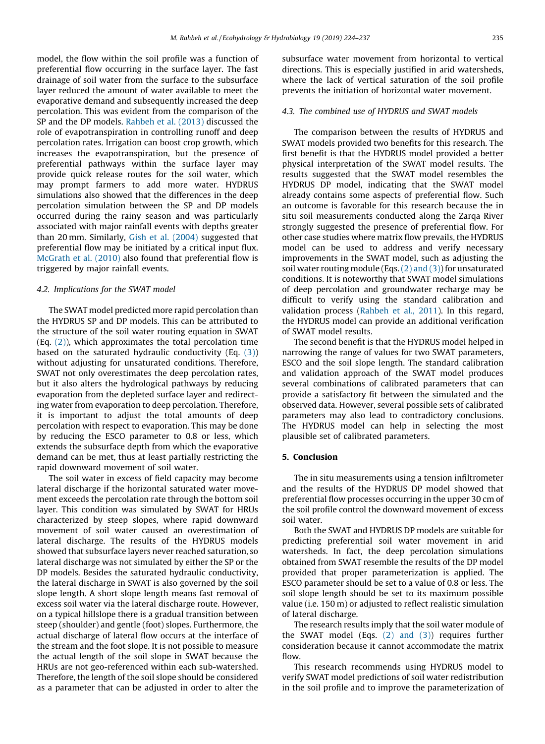model, the flow within the soil profile was a function of preferential flow occurring in the surface layer. The fast drainage of soil water from the surface to the subsurface layer reduced the amount of water available to meet the evaporative demand and subsequently increased the deep percolation. This was evident from the comparison of the SP and the DP models. Rahbeh et al. (2013) discussed the role of evapotranspiration in controlling runoff and deep percolation rates. Irrigation can boost crop growth, which increases the evapotranspiration, but the presence of preferential pathways within the surface layer may provide quick release routes for the soil water, which may prompt farmers to add more water. HYDRUS simulations also showed that the differences in the deep percolation simulation between the SP and DP models occurred during the rainy season and was particularly associated with major rainfall events with depths greater than 20 mm. Similarly, Gish et al. (2004) suggested that preferential flow may be initiated by a critical input flux. McGrath et al. (2010) also found that preferential flow is triggered by major rainfall events.

### 4.2. Implications for the SWAT model

The SWAT model predicted more rapid percolation than the HYDRUS SP and DP models. This can be attributed to the structure of the soil water routing equation in SWAT (Eq. (2)), which approximates the total percolation time based on the saturated hydraulic conductivity (Eq. (3)) without adjusting for unsaturated conditions. Therefore, SWAT not only overestimates the deep percolation rates, but it also alters the hydrological pathways by reducing evaporation from the depleted surface layer and redirecting water from evaporation to deep percolation. Therefore, it is important to adjust the total amounts of deep percolation with respect to evaporation. This may be done by reducing the ESCO parameter to 0.8 or less, which extends the subsurface depth from which the evaporative demand can be met, thus at least partially restricting the rapid downward movement of soil water.

The soil water in excess of field capacity may become lateral discharge if the horizontal saturated water movement exceeds the percolation rate through the bottom soil layer. This condition was simulated by SWAT for HRUs characterized by steep slopes, where rapid downward movement of soil water caused an overestimation of lateral discharge. The results of the HYDRUS models showed that subsurface layers never reached saturation, so lateral discharge was not simulated by either the SP or the DP models. Besides the saturated hydraulic conductivity, the lateral discharge in SWAT is also governed by the soil slope length. A short slope length means fast removal of excess soil water via the lateral discharge route. However, on a typical hillslope there is a gradual transition between steep (shoulder) and gentle (foot) slopes. Furthermore, the actual discharge of lateral flow occurs at the interface of the stream and the foot slope. It is not possible to measure the actual length of the soil slope in SWAT because the HRUs are not geo-referenced within each sub-watershed. Therefore, the length of the soil slope should be considered as a parameter that can be adjusted in order to alter the subsurface water movement from horizontal to vertical directions. This is especially justified in arid watersheds, where the lack of vertical saturation of the soil profile prevents the initiation of horizontal water movement.

### 4.3. The combined use of HYDRUS and SWAT models

The comparison between the results of HYDRUS and SWAT models provided two benefits for this research. The first benefit is that the HYDRUS model provided a better physical interpretation of the SWAT model results. The results suggested that the SWAT model resembles the HYDRUS DP model, indicating that the SWAT model already contains some aspects of preferential flow. Such an outcome is favorable for this research because the in situ soil measurements conducted along the Zarqa River strongly suggested the presence of preferential flow. For other case studies where matrix flow prevails, the HYDRUS model can be used to address and verify necessary improvements in the SWAT model, such as adjusting the soil water routing module (Eqs. (2) and (3)) for unsaturated conditions. It is noteworthy that SWAT model simulations of deep percolation and groundwater recharge may be difficult to verify using the standard calibration and validation process (Rahbeh et al., 2011). In this regard, the HYDRUS model can provide an additional verification of SWAT model results.

The second benefit is that the HYDRUS model helped in narrowing the range of values for two SWAT parameters, ESCO and the soil slope length. The standard calibration and validation approach of the SWAT model produces several combinations of calibrated parameters that can provide a satisfactory fit between the simulated and the observed data. However, several possible sets of calibrated parameters may also lead to contradictory conclusions. The HYDRUS model can help in selecting the most plausible set of calibrated parameters.

## 5. Conclusion

The in situ measurements using a tension infiltrometer and the results of the HYDRUS DP model showed that preferential flow processes occurring in the upper 30 cm of the soil profile control the downward movement of excess soil water.

Both the SWAT and HYDRUS DP models are suitable for predicting preferential soil water movement in arid watersheds. In fact, the deep percolation simulations obtained from SWAT resemble the results of the DP model provided that proper parameterization is applied. The ESCO parameter should be set to a value of 0.8 or less. The soil slope length should be set to its maximum possible value (i.e. 150 m) or adjusted to reflect realistic simulation of lateral discharge.

The research results imply that the soil water module of the SWAT model (Eqs. (2) and (3)) requires further consideration because it cannot accommodate the matrix flow.

This research recommends using HYDRUS model to verify SWAT model predictions of soil water redistribution in the soil profile and to improve the parameterization of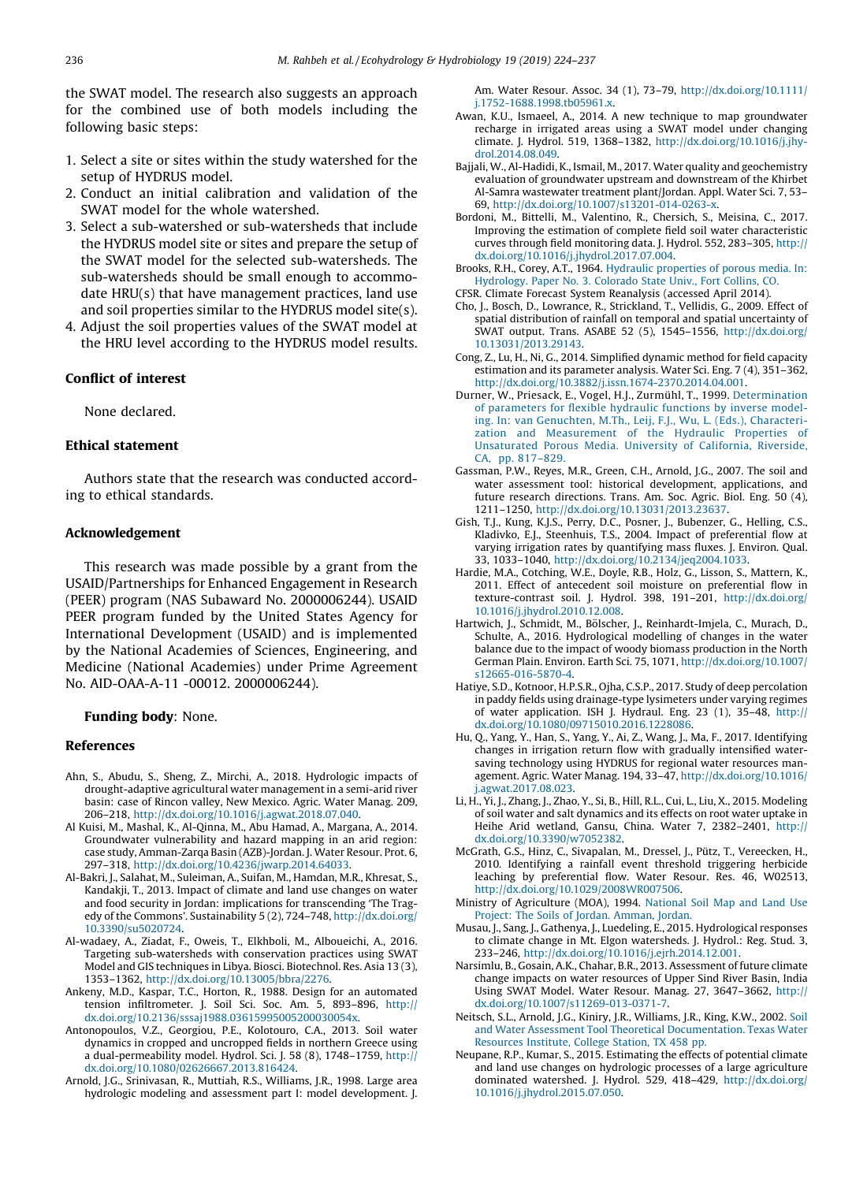the SWAT model. The research also suggests an approach for the combined use of both models including the following basic steps:

1. Select a site or sites within the study watershed for the setup of HYDRUS model.
2. Conduct an initial calibration and validation of the SWAT model for the whole watershed.
3. Select a sub-watershed or sub-watersheds that include the HYDRUS model site or sites and prepare the setup of the SWAT model for the selected sub-watersheds. The sub-watersheds should be small enough to accommodate HRU(s) that have management practices, land use and soil properties similar to the HYDRUS model site(s).
4. Adjust the soil properties values of the SWAT model at the HRU level according to the HYDRUS model results.

## Conflict of interest

None declared.

## Ethical statement

Authors state that the research was conducted according to ethical standards.

## Acknowledgement

This research was made possible by a grant from the USAID/Partnerships for Enhanced Engagement in Research (PEER) program (NAS Subaward No. 2000006244). USAID PEER program funded by the United States Agency for International Development (USAID) and is implemented by the National Academies of Sciences, Engineering, and Medicine (National Academies) under Prime Agreement No. AID-OAA-A-11 -00012. 2000006244).

**Funding body**: None.

## References

Ahn, S., Abudu, S., Sheng, Z., Mirchi, A., 2018. Hydrologic impacts of drought-adaptive agricultural water management in a semi-arid river basin: case of Rincon valley, New Mexico. Agric. Water Manag. 209, 206–218, http://dx.doi.org/10.1016/j.agwat.2018.07.040.

Al Kuisi, M., Mashal, K., Al-Qinna, M., Abu Hamad, A., Margana, A., 2014. Groundwater vulnerability and hazard mapping in an arid region: case study, Amman-Zarqa Basin (AZB)-Jordan. J. Water Resour. Prot. 6, 297–318, http://dx.doi.org/10.4236/jwarp.2014.64033.

Al-Bakri, J., Salahat, M., Suleiman, A., Suifan, M., Hamdan, M.R., Khresat, S., Kandakji, T., 2013. Impact of climate and land use changes on water and food security in Jordan: implications for transcending 'The Tragedy of the Commons'. Sustainability 5 (2), 724–748, http://dx.doi.org/10.3390/su5020724.

Al-wadaey, A., Ziadat, F., Oweis, T., Elkhboli, M., Alboueichi, M., 2016. Targeting sub-watersheds with conservation practices using SWAT Model and GIS techniques in Libya. Biosci. Biotechnol. Res. Asia 13 (3), 1353–1362, http://dx.doi.org/10.13005/bbra/2276.

Ankeny, M.D., Kaspar, T.C., Horton, R., 1988. Design for an automated tension infiltrometer. J. Soil Sci. Soc. Am. 5, 893–896, http://dx.doi.org/10.2136/sssaj1988.03615995005200030054x.

Antonopoulos, V.Z., Georgiou, P.E., Kolotouro, C.A., 2013. Soil water dynamics in cropped and uncropped fields in northern Greece using a dual-permeability model. Hydrol. Sci. J. 58 (8), 1748–1759, http://dx.doi.org/10.1080/02626667.2013.816424.

Arnold, J.G., Srinivasan, R., Muttiah, R.S., Williams, J.R., 1998. Large area hydrologic modeling and assessment part I: model development. J. Am. Water Resour. Assoc. 34 (1), 73–79, http://dx.doi.org/10.1111/j.1752-1688.1998.tb05961.x.

Awan, K.U., Ismaeel, A., 2014. A new technique to map groundwater recharge in irrigated areas using a SWAT model under changing climate. J. Hydrol. 519, 1368–1382, http://dx.doi.org/10.1016/j.jhydrol.2014.08.049.

Bajjali, W., Al-Hadidi, K., Ismail, M., 2017. Water quality and geochemistry evaluation of groundwater upstream and downstream of the Khirbet Al-Samra wastewater treatment plant/Jordan. Appl. Water Sci. 7, 53–69, http://dx.doi.org/10.1007/s13201-014-0263-x.

Bordoni, M., Bittelli, M., Valentino, R., Chersich, S., Meisina, C., 2017. Improving the estimation of complete field soil water characteristic curves through field monitoring data. J. Hydrol. 552, 283–305, http://dx.doi.org/10.1016/j.jhydrol.2017.07.004.

Brooks, R.H., Corey, A.T., 1964. Hydraulic properties of porous media. In: Hydrology. Paper No. 3. Colorado State Univ., Fort Collins, CO.

CFSR. Climate Forecast System Reanalysis (accessed April 2014).

Cho, J., Bosch, D., Lowrance, R., Strickland, T., Vellidis, G., 2009. Effect of spatial distribution of rainfall on temporal and spatial uncertainty of SWAT output. Trans. ASABE 52 (5), 1545–1556, http://dx.doi.org/10.13031/2013.29143.

Cong, Z., Lu, H., Ni, G., 2014. Simplified dynamic method for field capacity estimation and its parameter analysis. Water Sci. Eng. 7 (4), 351–362, http://dx.doi.org/10.3882/j.issn.1674-2370.2014.04.001.

Durner, W., Priesack, E., Vogel, H.J., Zurmühl, T., 1999. Determination of parameters for flexible hydraulic functions by inverse modeling. In: van Genuchten, M.Th., Leij, F.J., Wu, L. (Eds.), Characterization and Measurement of the Hydraulic Properties of Unsaturated Porous Media. University of California, Riverside, CA, pp. 817–829.

Gassman, P.W., Reyes, M.R., Green, C.H., Arnold, J.G., 2007. The soil and water assessment tool: historical development, applications, and future research directions. Trans. Am. Soc. Agric. Biol. Eng. 50 (4), 1211–1250, http://dx.doi.org/10.13031/2013.23637.

Gish, T.J., Kung, K.J.S., Perry, D.C., Posner, J., Bubenzer, G., Helling, C.S., Kladivko, E.J., Steenhuis, T.S., 2004. Impact of preferential flow at varying irrigation rates by quantifying mass fluxes. J. Environ. Qual. 33, 1033–1040, http://dx.doi.org/10.2134/jeq2004.1033.

Hardie, M.A., Cotching, W.E., Doyle, R.B., Holz, G., Lisson, S., Mattern, K., 2011. Effect of antecedent soil moisture on preferential flow in texture-contrast soil. J. Hydrol. 398, 191–201, http://dx.doi.org/10.1016/j.jhydrol.2010.12.008.

Hartwich, J., Schmidt, M., Bölscher, J., Reinhardt-Imjela, C., Murach, D., Schulte, A., 2016. Hydrological modelling of changes in the water balance due to the impact of woody biomass production in the North German Plain. Environ. Earth Sci. 75, 1071, http://dx.doi.org/10.1007/s12665-016-5870-4.

Hatiye, S.D., Kotnoor, H.P.S.R., Ojha, C.S.P., 2017. Study of deep percolation in paddy fields using drainage-type lysimeters under varying regimes of water application. ISH J. Hydraul. Eng. 23 (1), 35–48, http://dx.doi.org/10.1080/09715010.2016.1228086.

Hu, Q., Yang, Y., Han, S., Yang, Y., Ai, Z., Wang, J., Ma, F., 2017. Identifying changes in irrigation return flow with gradually intensified water-saving technology using HYDRUS for regional water resources management. Agric. Water Manag. 194, 33–47, http://dx.doi.org/10.1016/j.agwat.2017.08.023.

Li, H., Yi, J., Zhang, J., Zhao, Y., Si, B., Hill, R.L., Cui, L., Liu, X., 2015. Modeling of soil water and salt dynamics and its effects on root water uptake in Heihe Arid wetland, Gansu, China. Water 7, 2382–2401, http://dx.doi.org/10.3390/w7052382.

McGrath, G.S., Hinz, C., Sivapalan, M., Dressel, J., Pütz, T., Vereecken, H., 2010. Identifying a rainfall event threshold triggering herbicide leaching by preferential flow. Water Resour. Res. 46, W02513, http://dx.doi.org/10.1029/2008WR007506.

Ministry of Agriculture (MOA), 1994. National Soil Map and Land Use Project: The Soils of Jordan. Amman, Jordan.

Musau, J., Sang, J., Gathenya, J., Luedeling, E., 2015. Hydrological responses to climate change in Mt. Elgon watersheds. J. Hydrol.: Reg. Stud. 3, 233–246, http://dx.doi.org/10.1016/j.ejrh.2014.12.001.

Narsimlu, B., Gosain, A.K., Chahar, B.R., 2013. Assessment of future climate change impacts on water resources of Upper Sind River Basin, India Using SWAT Model. Water Resour. Manag. 27, 3647–3662, http://dx.doi.org/10.1007/s11269-013-0371-7.

Neitsch, S.L., Arnold, J.G., Kiniry, J.R., Williams, J.R., King, K.W., 2002. Soil and Water Assessment Tool Theoretical Documentation. Texas Water Resources Institute, College Station, TX 458 pp.

Neupane, R.P., Kumar, S., 2015. Estimating the effects of potential climate and land use changes on hydrologic processes of a large agriculture dominated watershed. J. Hydrol. 529, 418–429, http://dx.doi.org/10.1016/j.jhydrol.2015.07.050.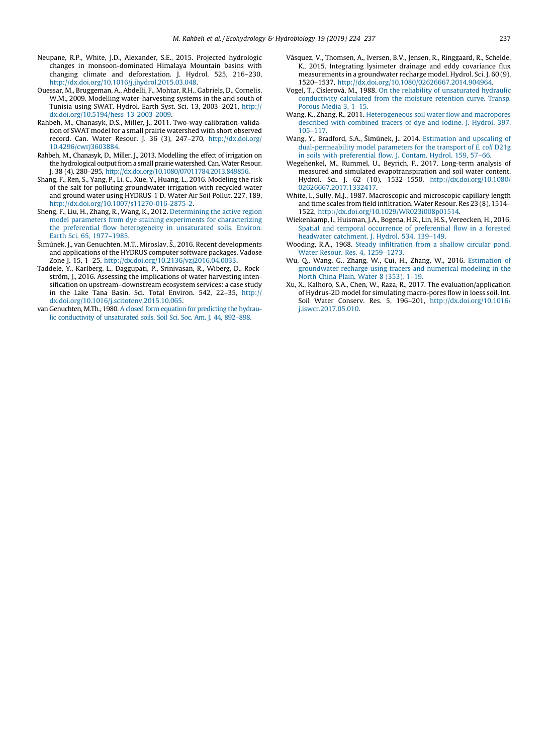Neupane, R.P., White, J.D., Alexander, S.E., 2015. Projected hydrologic changes in monsoon-dominated Himalaya Mountain basins with changing climate and deforestation. J. Hydrol. 525, 216–230, http://dx.doi.org/10.1016/j.jhydrol.2015.03.048.

Ouessar, M., Bruggeman, A., Abdelli, F., Mohtar, R.H., Gabriels, D., Cornelis, W.M., 2009. Modelling water-harvesting systems in the arid south of Tunisia using SWAT. Hydrol. Earth Syst. Sci. 13, 2003–2021, http://dx.doi.org/10.5194/hess-13-2003-2009.

Rahbeh, M., Chanasyk, D.S., Miller, J., 2011. Two-way calibration-validation of SWAT model for a small prairie watershed with short observed record. Can. Water Resour. J. 36 (3), 247–270, http://dx.doi.org/10.4296/cwrj3603884.

Rahbeh, M., Chanasyk, D., Miller, J., 2013. Modelling the effect of irrigation on the hydrological output from a small prairie watershed. Can. Water Resour. J. 38 (4), 280–295, http://dx.doi.org/10.1080/07011784.2013.849856.

Shang, F., Ren, S., Yang, P., Li, C., Xue, Y., Huang, L., 2016. Modeling the risk of the salt for polluting groundwater irrigation with recycled water and ground water using HYDRUS-1 D. Water Air Soil Pollut. 227, 189, http://dx.doi.org/10.1007/s11270-016-2875-2.

Sheng, F., Liu, H., Zhang, R., Wang, K., 2012. Determining the active region model parameters from dye staining experiments for characterizing the preferential flow heterogeneity in unsaturated soils. Environ. Earth Sci. 65, 1977–1985.

Šimůnek, J., van Genuchten, M.T., Miroslav, Š., 2016. Recent developments and applications of the HYDRUS computer software packages. Vadose Zone J. 15, 1–25, http://dx.doi.org/10.2136/vzj2016.04.0033.

Taddele, Y., Karlberg, L., Daggupati, P., Srinivasan, R., Wiberg, D., Rockström, J., 2016. Assessing the implications of water harvesting intensification on upstream–downstream ecosystem services: a case study in the Lake Tana Basin. Sci. Total Environ. 542, 22–35, http://dx.doi.org/10.1016/j.scitotenv.2015.10.065.

van Genuchten, M.Th., 1980. A closed form equation for predicting the hydraulic conductivity of unsaturated soils. Soil Sci. Soc. Am. J. 44, 892–898.

Vásquez, V., Thomsen, A., Iversen, B.V., Jensen, R., Ringgaard, R., Schelde, K., 2015. Integrating lysimeter drainage and eddy covariance flux measurements in a groundwater recharge model. Hydrol. Sci. J. 60 (9), 1520–1537, http://dx.doi.org/10.1080/02626667.2014.904964.

Vogel, T., Císlerová, M., 1988. On the reliability of unsaturated hydraulic conductivity calculated from the moisture retention curve. Transp. Porous Media 3, 1–15.

Wang, K., Zhang, R., 2011. Heterogeneous soil water flow and macropores described with combined tracers of dye and iodine. J. Hydrol. 397, 105–117.

Wang, Y., Bradford, S.A., Šimůnek, J., 2014. Estimation and upscaling of dual-permeability model parameters for the transport of *E. coli* D21g in soils with preferential flow. J. Contam. Hydrol. 159, 57–66.

Wegehenkel, M., Rummel, U., Beyrich, F., 2017. Long-term analysis of measured and simulated evapotranspiration and soil water content. Hydrol. Sci. J. 62 (10), 1532–1550, http://dx.doi.org/10.1080/02626667.2017.1332417.

White, I., Sully, M.J., 1987. Macroscopic and microscopic capillary length and time scales from field infiltration. Water Resour. Res 23 (8), 1514–1522, http://dx.doi.org/10.1029/WR023i008p01514.

Wiekenkamp, I., Huisman, J.A., Bogena, H.R., Lin, H.S., Vereecken, H., 2016. Spatial and temporal occurrence of preferential flow in a forested headwater catchment. J. Hydrol. 534, 139–149.

Wooding, R.A., 1968. Steady infiltration from a shallow circular pond. Water Resour. Res. 4, 1259–1273.

Wu, Q., Wang, G., Zhang, W., Cui, H., Zhang, W., 2016. Estimation of groundwater recharge using tracers and numerical modeling in the North China Plain. Water 8 (353), 1–19.

Xu, X., Kalhoro, S.A., Chen, W., Raza, R., 2017. The evaluation/application of Hydrus-2D model for simulating macro-pores flow in loess soil. Int. Soil Water Conserv. Res. 5, 196–201, http://dx.doi.org/10.1016/j.iswcr.2017.05.010.